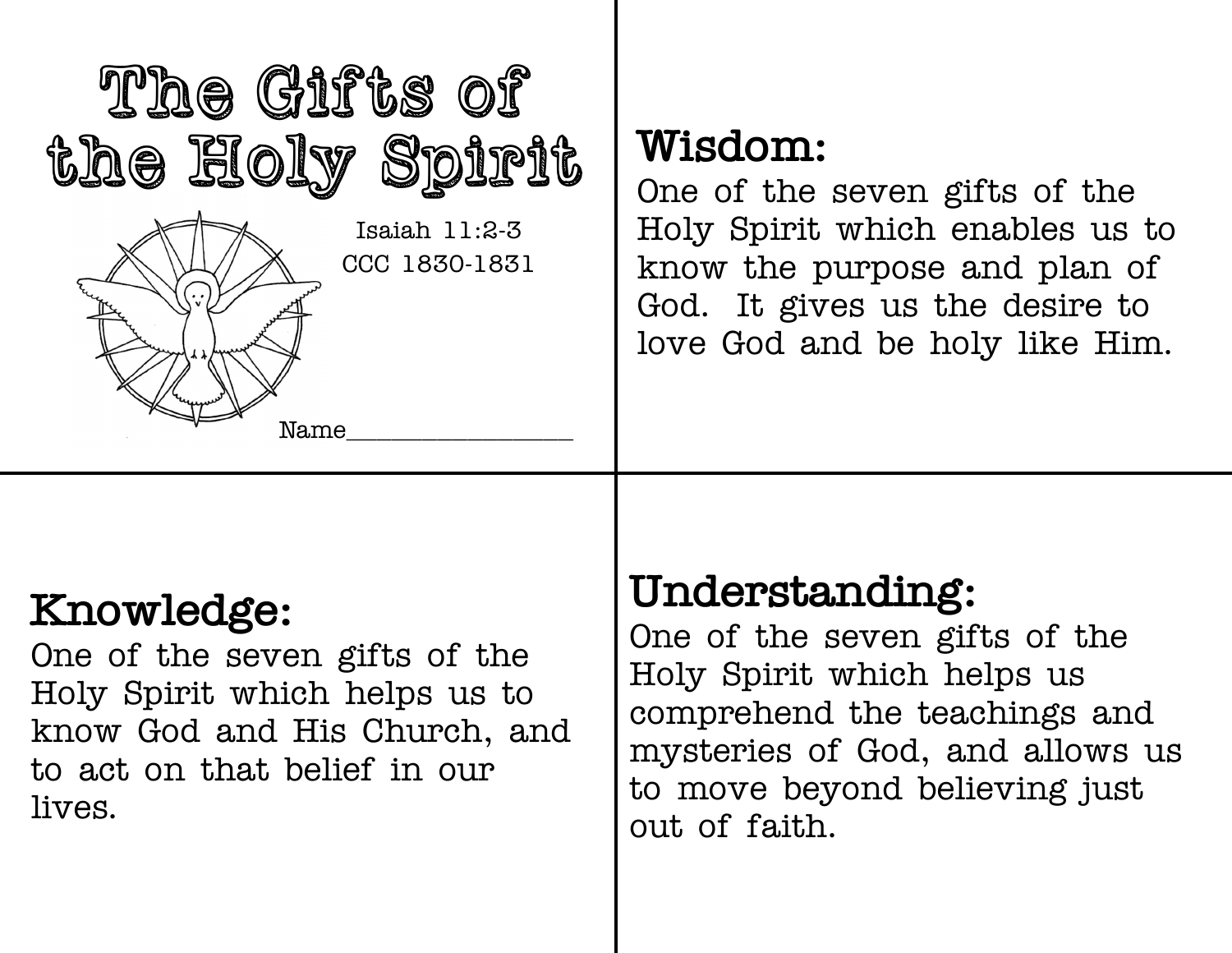# The Gifts of the Holy Spirit

Isaiah 11:2-3

CCC 1830-1831

Name_______________

## Wisdom:

One of the seven gifts of the Holy Spirit which enables us to know the purpose and plan of God. It gives us the desire to love God and be holy like Him.

## Knowledge:

One of the seven gifts of the Holy Spirit which helps us to know God and His Church, and to act on that belief in our lives.

## Understanding:

One of the seven gifts of the Holy Spirit which helps us comprehend the teachings and mysteries of God, and allows us to move beyond believing just out of faith.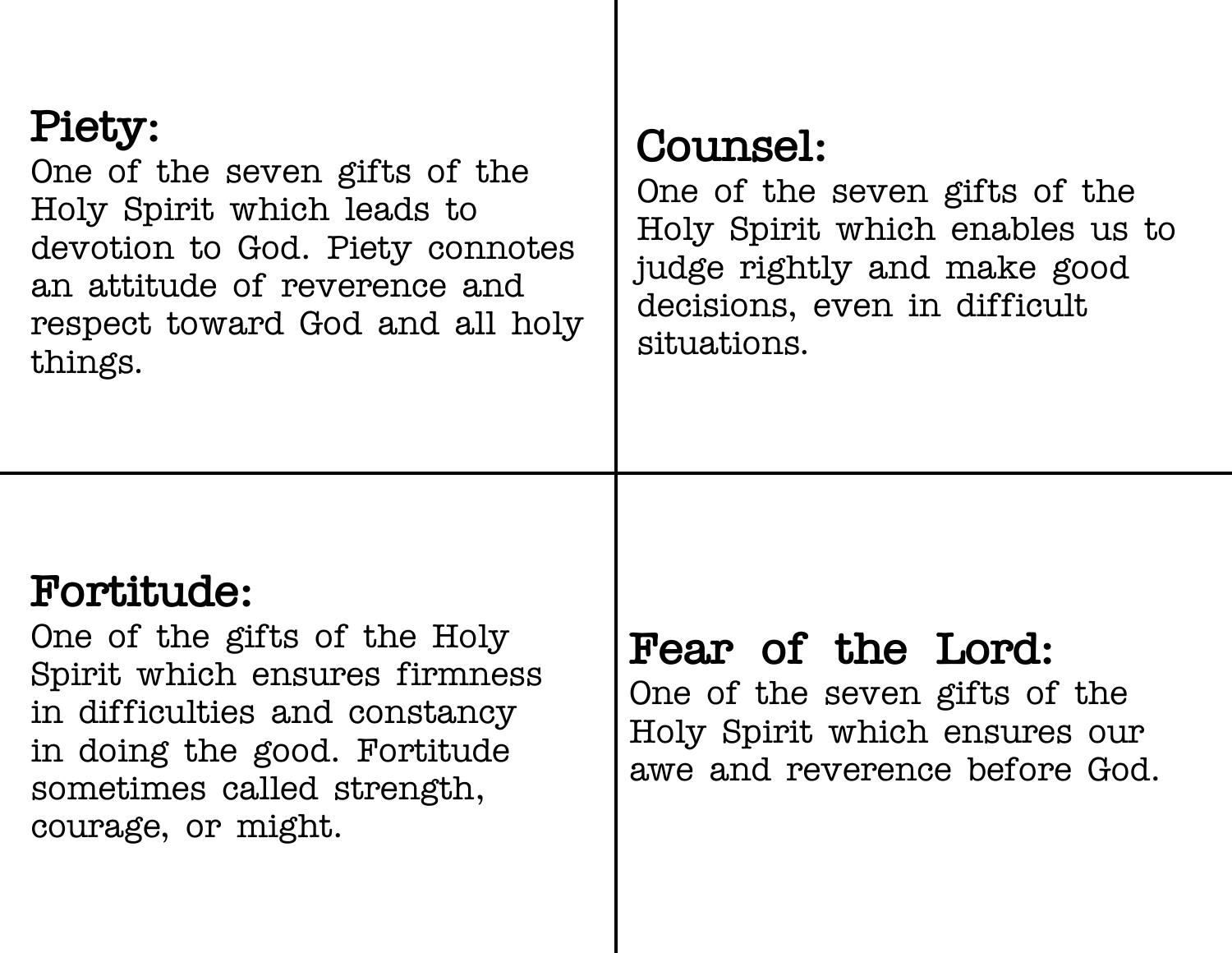**Piety:**
One of the seven gifts of the Holy Spirit which leads to devotion to God. Piety connotes an attitude of reverence and respect toward God and all holy things.

**Counsel:**
One of the seven gifts of the Holy Spirit which enables us to judge rightly and make good decisions, even in difficult situations.

**Fortitude:**
One of the gifts of the Holy Spirit which ensures firmness in difficulties and constancy in doing the good. Fortitude sometimes called strength, courage, or might.

**Fear of the Lord:**
One of the seven gifts of the Holy Spirit which ensures our awe and reverence before God.